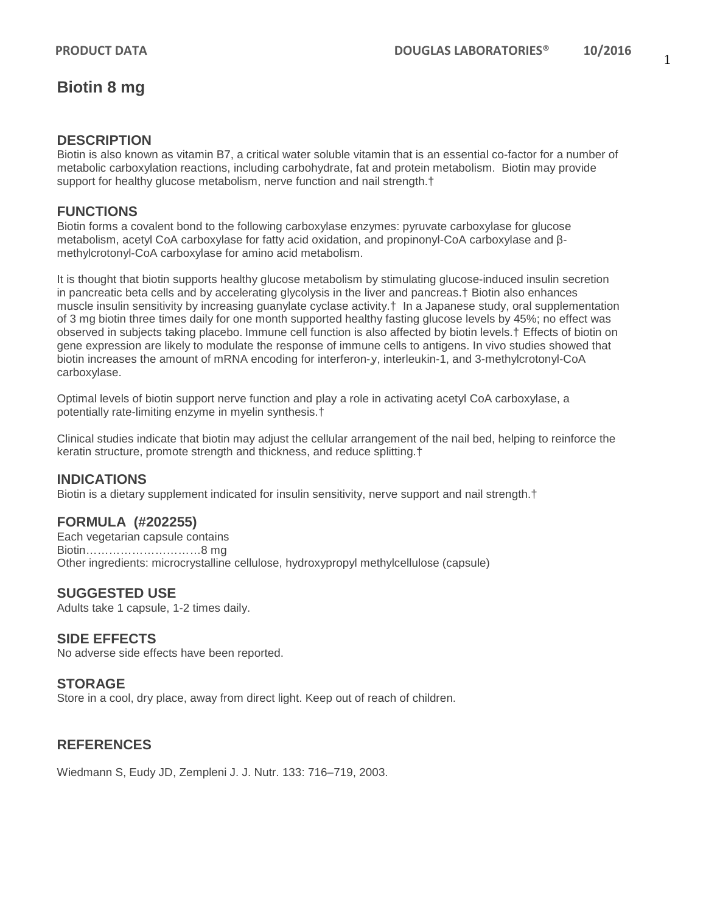# Biotin 8 mg

## DESCRIPTION

Biotin is also known as vitamin B7, a critical water soluble vitamin that is an essential co-factor for a number of metabolic carboxylation reactions, including carbohydrate, fat and protein metabolism. Biotin may provide support for healthy glucose metabolism, nerve function and nail strength.†

## FUNCTIONS

Biotin forms a covalent bond to the following carboxylase enzymes: pyruvate carboxylase for glucose metabolism, acetyl CoA carboxylase for fatty acid oxidation, and propinonyl-CoA carboxylase and β-methylcrotonyl-CoA carboxylase for amino acid metabolism.

It is thought that biotin supports healthy glucose metabolism by stimulating glucose-induced insulin secretion in pancreatic beta cells and by accelerating glycolysis in the liver and pancreas.† Biotin also enhances muscle insulin sensitivity by increasing guanylate cyclase activity.† In a Japanese study, oral supplementation of 3 mg biotin three times daily for one month supported healthy fasting glucose levels by 45%; no effect was observed in subjects taking placebo. Immune cell function is also affected by biotin levels.† Effects of biotin on gene expression are likely to modulate the response of immune cells to antigens. In vivo studies showed that biotin increases the amount of mRNA encoding for interferon-y, interleukin-1, and 3-methylcrotonyl-CoA carboxylase.

Optimal levels of biotin support nerve function and play a role in activating acetyl CoA carboxylase, a potentially rate-limiting enzyme in myelin synthesis.†

Clinical studies indicate that biotin may adjust the cellular arrangement of the nail bed, helping to reinforce the keratin structure, promote strength and thickness, and reduce splitting.†

## INDICATIONS

Biotin is a dietary supplement indicated for insulin sensitivity, nerve support and nail strength.†

## FORMULA (#202255)

Each vegetarian capsule contains
Biotin………………………….8 mg
Other ingredients: microcrystalline cellulose, hydroxypropyl methylcellulose (capsule)

## SUGGESTED USE

Adults take 1 capsule, 1-2 times daily.

## SIDE EFFECTS

No adverse side effects have been reported.

## STORAGE

Store in a cool, dry place, away from direct light. Keep out of reach of children.

## REFERENCES

Wiedmann S, Eudy JD, Zempleni J. J. Nutr. 133: 716–719, 2003.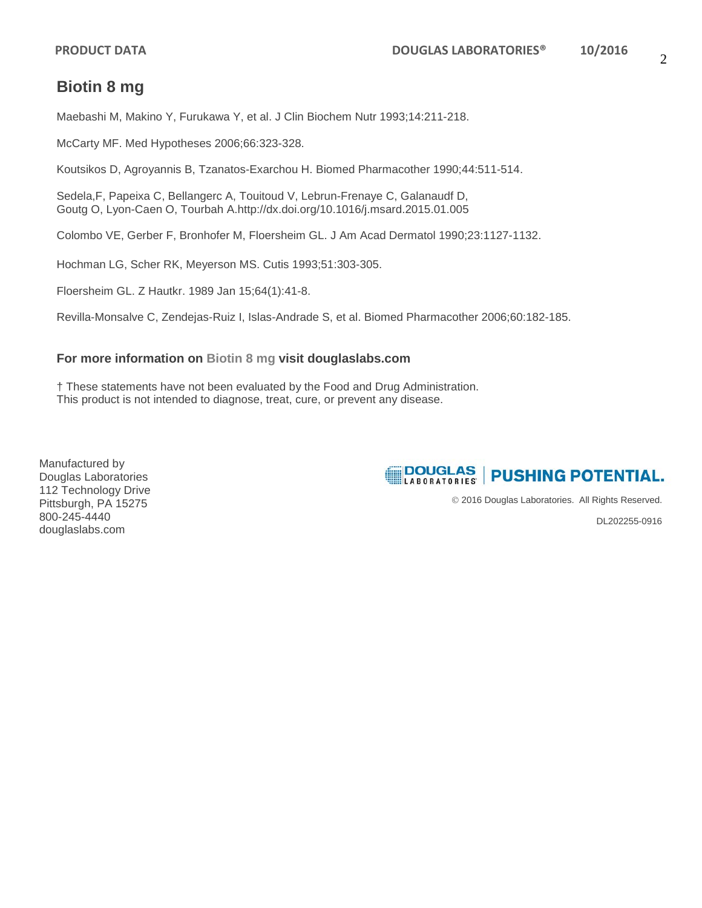# Biotin 8 mg

Maebashi M, Makino Y, Furukawa Y, et al. J Clin Biochem Nutr 1993;14:211-218.

McCarty MF. Med Hypotheses 2006;66:323-328.

Koutsikos D, Agroyannis B, Tzanatos-Exarchou H. Biomed Pharmacother 1990;44:511-514.

Sedela,F, Papeixa C, Bellangerc A, Touitoud V, Lebrun-Frenaye C, Galanaudf D, Goutg O, Lyon-Caen O, Tourbah A.http://dx.doi.org/10.1016/j.msard.2015.01.005

Colombo VE, Gerber F, Bronhofer M, Floersheim GL. J Am Acad Dermatol 1990;23:1127-1132.

Hochman LG, Scher RK, Meyerson MS. Cutis 1993;51:303-305.

Floersheim GL. Z Hautkr. 1989 Jan 15;64(1):41-8.

Revilla-Monsalve C, Zendejas-Ruiz I, Islas-Andrade S, et al. Biomed Pharmacother 2006;60:182-185.

**For more information on Biotin 8 mg visit douglaslabs.com**

† These statements have not been evaluated by the Food and Drug Administration.
This product is not intended to diagnose, treat, cure, or prevent any disease.

Manufactured by
Douglas Laboratories
112 Technology Drive
Pittsburgh, PA 15275
800-245-4440
douglaslabs.com

DOUGLAS LABORATORIES | PUSHING POTENTIAL.

© 2016 Douglas Laboratories. All Rights Reserved.

DL202255-0916